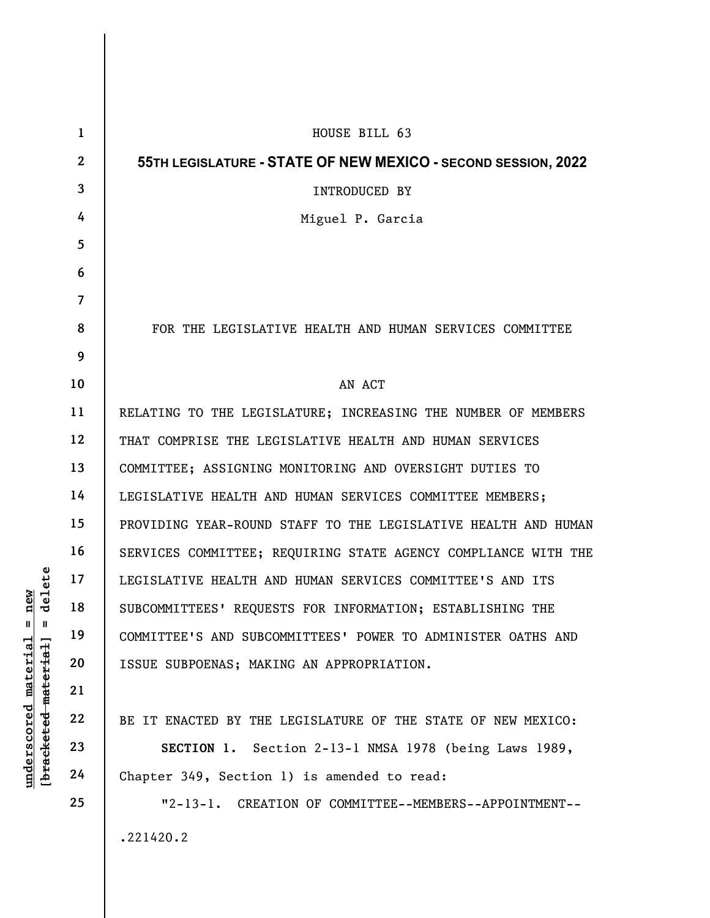HOUSE BILL 63

**55TH LEGISLATURE - STATE OF NEW MEXICO - SECOND SESSION, 2022**

INTRODUCED BY

Miguel P. Garcia

FOR THE LEGISLATIVE HEALTH AND HUMAN SERVICES COMMITTEE

AN ACT

RELATING TO THE LEGISLATURE; INCREASING THE NUMBER OF MEMBERS THAT COMPRISE THE LEGISLATIVE HEALTH AND HUMAN SERVICES COMMITTEE; ASSIGNING MONITORING AND OVERSIGHT DUTIES TO LEGISLATIVE HEALTH AND HUMAN SERVICES COMMITTEE MEMBERS; PROVIDING YEAR-ROUND STAFF TO THE LEGISLATIVE HEALTH AND HUMAN SERVICES COMMITTEE; REQUIRING STATE AGENCY COMPLIANCE WITH THE LEGISLATIVE HEALTH AND HUMAN SERVICES COMMITTEE'S AND ITS SUBCOMMITTEES' REQUESTS FOR INFORMATION; ESTABLISHING THE COMMITTEE'S AND SUBCOMMITTEES' POWER TO ADMINISTER OATHS AND ISSUE SUBPOENAS; MAKING AN APPROPRIATION.

BE IT ENACTED BY THE LEGISLATURE OF THE STATE OF NEW MEXICO:

**SECTION 1.** Section 2-13-1 NMSA 1978 (being Laws 1989, Chapter 349, Section 1) is amended to read:

"2-13-1. CREATION OF COMMITTEE--MEMBERS--APPOINTMENT--

.221420.2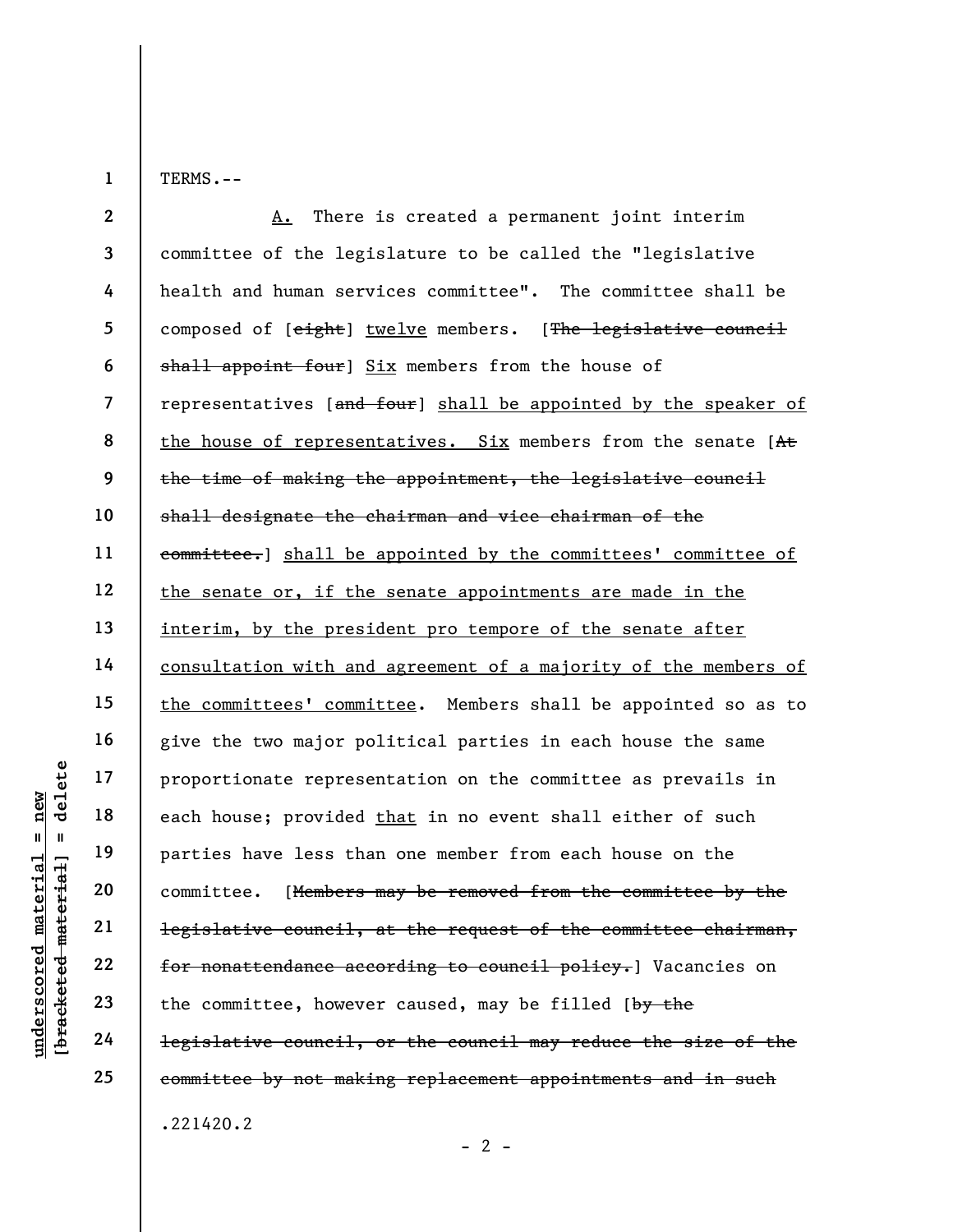TERMS.--

A. There is created a permanent joint interim committee of the legislature to be called the "legislative health and human services committee". The committee shall be composed of [~~eight~~] twelve members. [~~The legislative council shall appoint four~~] Six members from the house of representatives [~~and four~~] shall be appointed by the speaker of the house of representatives. Six members from the senate [~~At the time of making the appointment, the legislative council shall designate the chairman and vice chairman of the committee.~~] shall be appointed by the committees' committee of the senate or, if the senate appointments are made in the interim, by the president pro tempore of the senate after consultation with and agreement of a majority of the members of the committees' committee. Members shall be appointed so as to give the two major political parties in each house the same proportionate representation on the committee as prevails in each house; provided that in no event shall either of such parties have less than one member from each house on the committee. [~~Members may be removed from the committee by the legislative council, at the request of the committee chairman, for nonattendance according to council policy.~~] Vacancies on the committee, however caused, may be filled [~~by the legislative council, or the council may reduce the size of the committee by not making replacement appointments and in such~~

.221420.2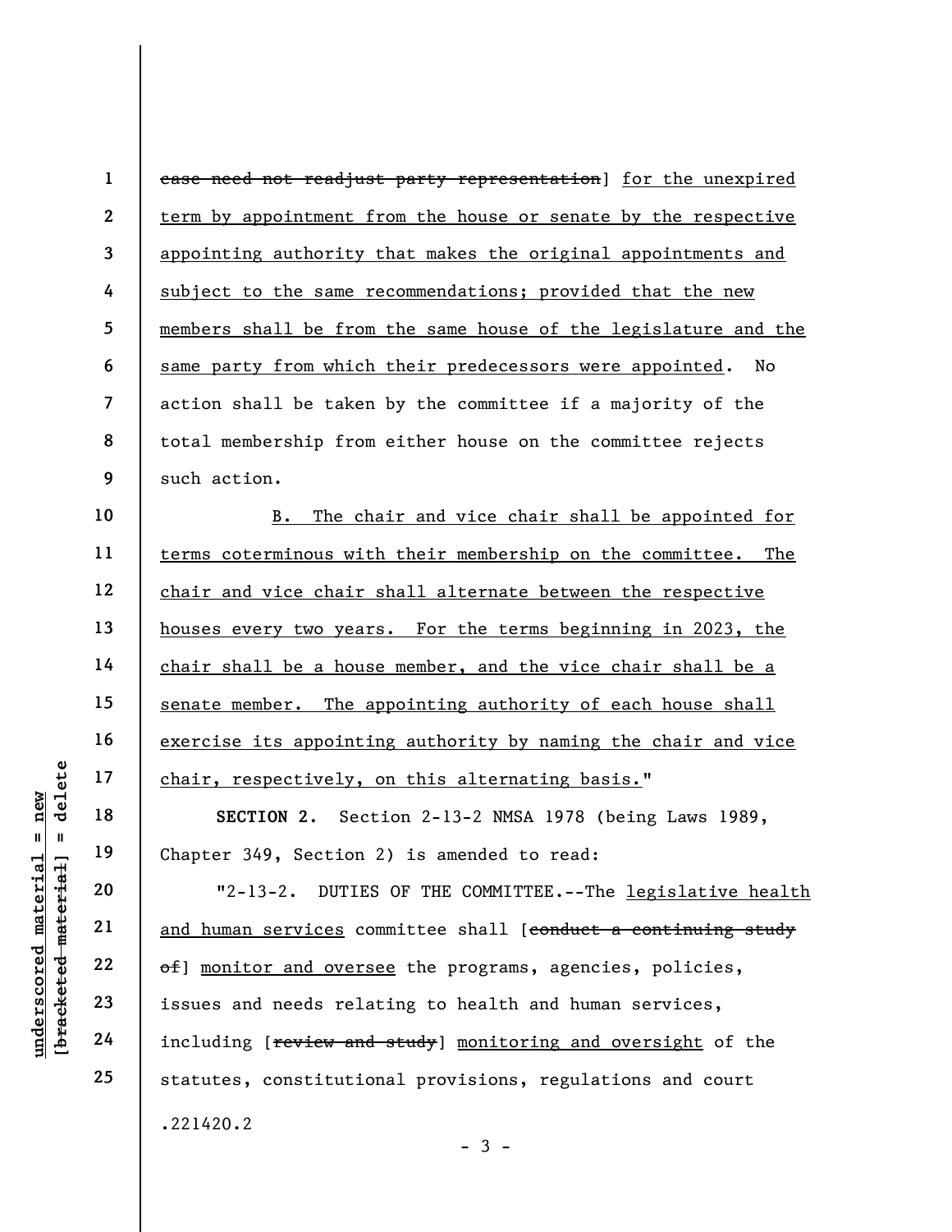~~case need not readjust party representation~~] <u>for the unexpired term by appointment from the house or senate by the respective appointing authority that makes the original appointments and subject to the same recommendations; provided that the new members shall be from the same house of the legislature and the same party from which their predecessors were appointed</u>. No action shall be taken by the committee if a majority of the total membership from either house on the committee rejects such action.

<u>B. The chair and vice chair shall be appointed for terms coterminous with their membership on the committee. The chair and vice chair shall alternate between the respective houses every two years. For the terms beginning in 2023, the chair shall be a house member, and the vice chair shall be a senate member. The appointing authority of each house shall exercise its appointing authority by naming the chair and vice chair, respectively, on this alternating basis.</u>"

**SECTION 2.** Section 2-13-2 NMSA 1978 (being Laws 1989, Chapter 349, Section 2) is amended to read:

"2-13-2. DUTIES OF THE COMMITTEE.--The <u>legislative health and human services</u> committee shall [~~conduct a continuing study of~~] <u>monitor and oversee</u> the programs, agencies, policies, issues and needs relating to health and human services, including [~~review and study~~] <u>monitoring and oversight</u> of the statutes, constitutional provisions, regulations and court

.221420.2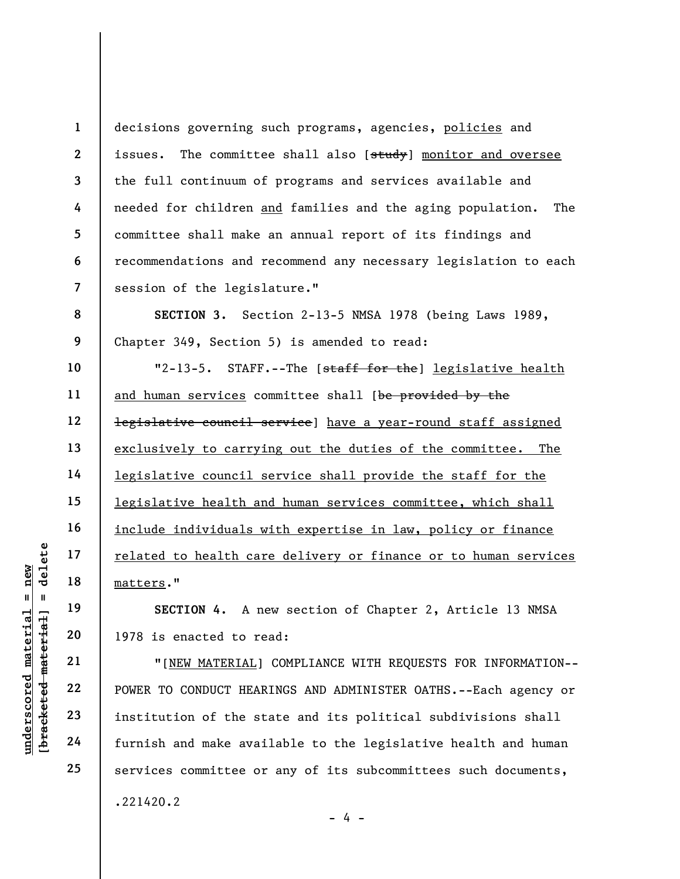decisions governing such programs, agencies, <u>policies</u> and issues. The committee shall also [~~study~~] <u>monitor and oversee</u> the full continuum of programs and services available and needed for children <u>and</u> families and the aging population. The committee shall make an annual report of its findings and recommendations and recommend any necessary legislation to each session of the legislature."

**SECTION 3.** Section 2-13-5 NMSA 1978 (being Laws 1989, Chapter 349, Section 5) is amended to read:

"2-13-5. STAFF.--The [~~staff for the~~] <u>legislative health and human services</u> committee shall [~~be provided by the legislative council service~~] <u>have a year-round staff assigned exclusively to carrying out the duties of the committee. The legislative council service shall provide the staff for the legislative health and human services committee, which shall include individuals with expertise in law, policy or finance related to health care delivery or finance or to human services matters</u>."

**SECTION 4.** A new section of Chapter 2, Article 13 NMSA 1978 is enacted to read:

"[<u>NEW MATERIAL</u>] COMPLIANCE WITH REQUESTS FOR INFORMATION--POWER TO CONDUCT HEARINGS AND ADMINISTER OATHS.--Each agency or institution of the state and its political subdivisions shall furnish and make available to the legislative health and human services committee or any of its subcommittees such documents,

.221420.2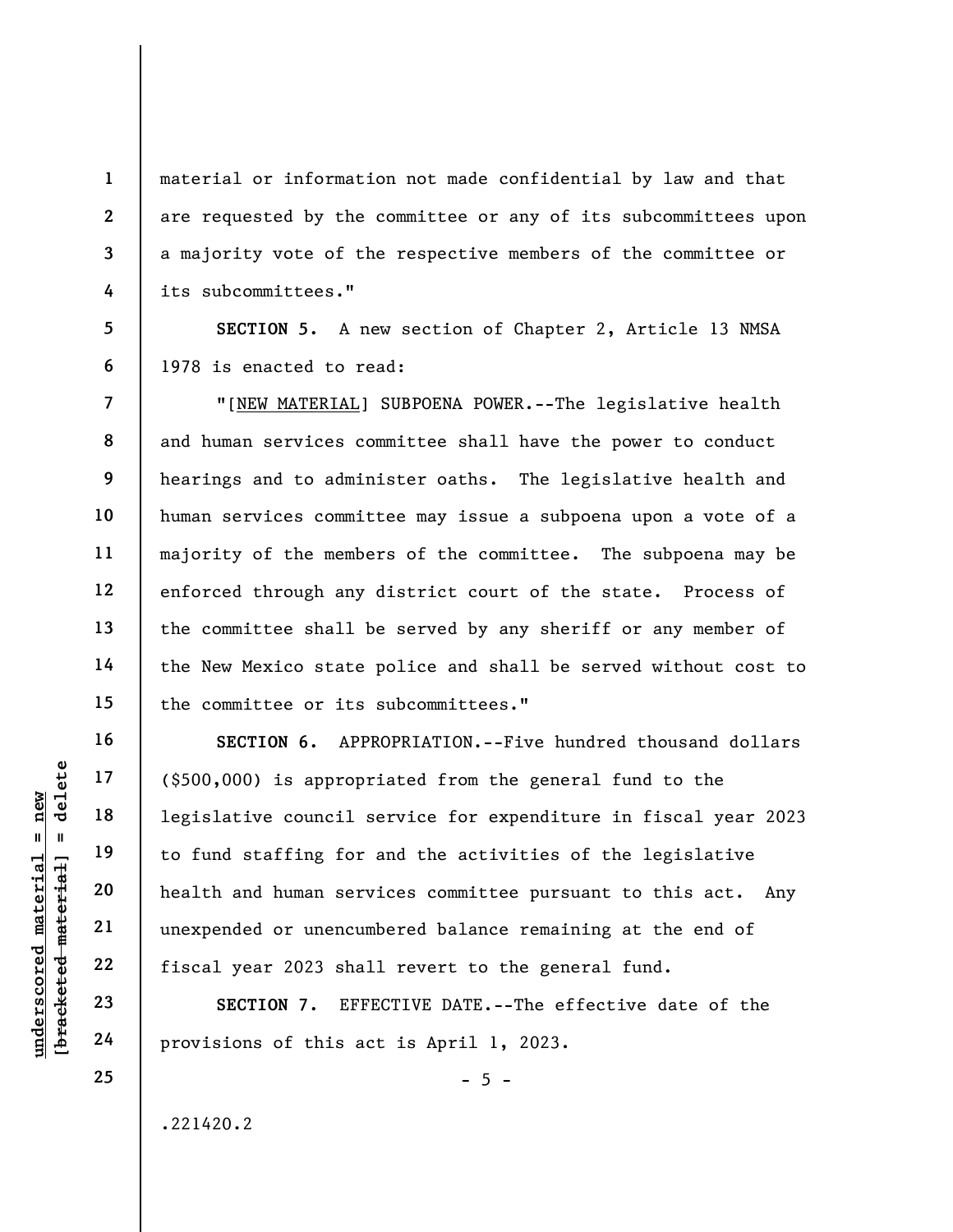material or information not made confidential by law and that are requested by the committee or any of its subcommittees upon a majority vote of the respective members of the committee or its subcommittees."

**SECTION 5.** A new section of Chapter 2, Article 13 NMSA 1978 is enacted to read:

"[NEW MATERIAL] SUBPOENA POWER.--The legislative health and human services committee shall have the power to conduct hearings and to administer oaths. The legislative health and human services committee may issue a subpoena upon a vote of a majority of the members of the committee. The subpoena may be enforced through any district court of the state. Process of the committee shall be served by any sheriff or any member of the New Mexico state police and shall be served without cost to the committee or its subcommittees."

**SECTION 6.** APPROPRIATION.--Five hundred thousand dollars ($500,000) is appropriated from the general fund to the legislative council service for expenditure in fiscal year 2023 to fund staffing for and the activities of the legislative health and human services committee pursuant to this act. Any unexpended or unencumbered balance remaining at the end of fiscal year 2023 shall revert to the general fund.

**SECTION 7.** EFFECTIVE DATE.--The effective date of the provisions of this act is April 1, 2023.

.221420.2